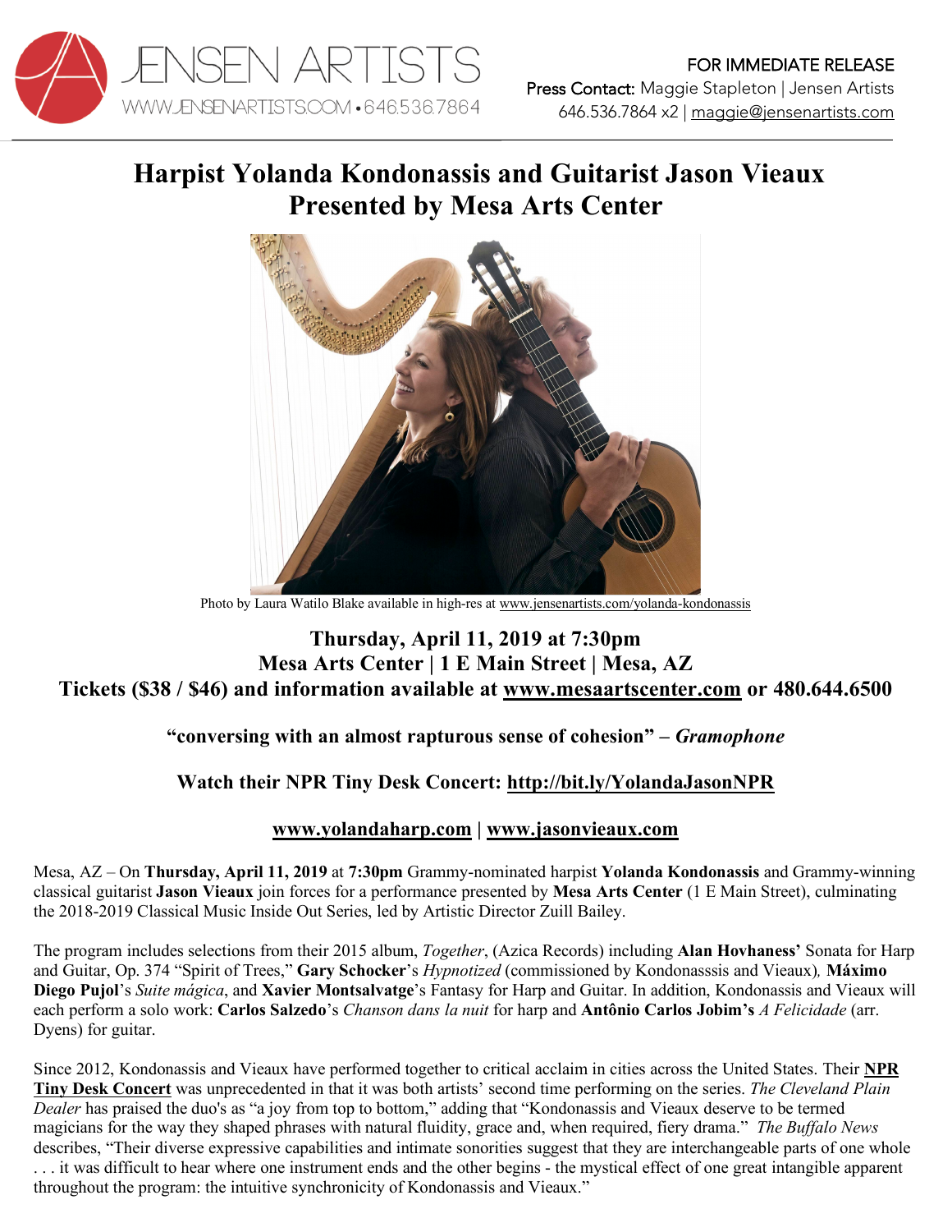JENSEN ARTISTS
WWW.JENSENARTISTS.COM • 646.536.7864

FOR IMMEDIATE RELEASE
Press Contact: Maggie Stapleton | Jensen Artists
646.536.7864 x2 | maggie@jensenartists.com

# Harpist Yolanda Kondonassis and Guitarist Jason Vieaux Presented by Mesa Arts Center

Photo by Laura Watilo Blake available in high-res at www.jensenartists.com/yolanda-kondonassis

**Thursday, April 11, 2019 at 7:30pm**
**Mesa Arts Center | 1 E Main Street | Mesa, AZ**
**Tickets ($38 / $46) and information available at www.mesaartscenter.com or 480.644.6500**

**"conversing with an almost rapturous sense of cohesion" – *Gramophone***

**Watch their NPR Tiny Desk Concert: http://bit.ly/YolandaJasonNPR**

**www.yolandaharp.com | www.jasonvieaux.com**

Mesa, AZ – On **Thursday, April 11, 2019** at **7:30pm** Grammy-nominated harpist **Yolanda Kondonassis** and Grammy-winning classical guitarist **Jason Vieaux** join forces for a performance presented by **Mesa Arts Center** (1 E Main Street), culminating the 2018-2019 Classical Music Inside Out Series, led by Artistic Director Zuill Bailey.

The program includes selections from their 2015 album, *Together*, (Azica Records) including **Alan Hovhaness'** Sonata for Harp and Guitar, Op. 374 "Spirit of Trees," **Gary Schocker**'s *Hypnotized* (commissioned by Kondonasssis and Vieaux)*,* **Máximo Diego Pujol**'s *Suite mágica*, and **Xavier Montsalvatge**'s Fantasy for Harp and Guitar. In addition, Kondonassis and Vieaux will each perform a solo work: **Carlos Salzedo**'s *Chanson dans la nuit* for harp and **Antônio Carlos Jobim's** *A Felicidade* (arr. Dyens) for guitar.

Since 2012, Kondonassis and Vieaux have performed together to critical acclaim in cities across the United States. Their **NPR Tiny Desk Concert** was unprecedented in that it was both artists' second time performing on the series. *The Cleveland Plain Dealer* has praised the duo's as "a joy from top to bottom," adding that "Kondonassis and Vieaux deserve to be termed magicians for the way they shaped phrases with natural fluidity, grace and, when required, fiery drama." *The Buffalo News* describes, "Their diverse expressive capabilities and intimate sonorities suggest that they are interchangeable parts of one whole . . . it was difficult to hear where one instrument ends and the other begins - the mystical effect of one great intangible apparent throughout the program: the intuitive synchronicity of Kondonassis and Vieaux."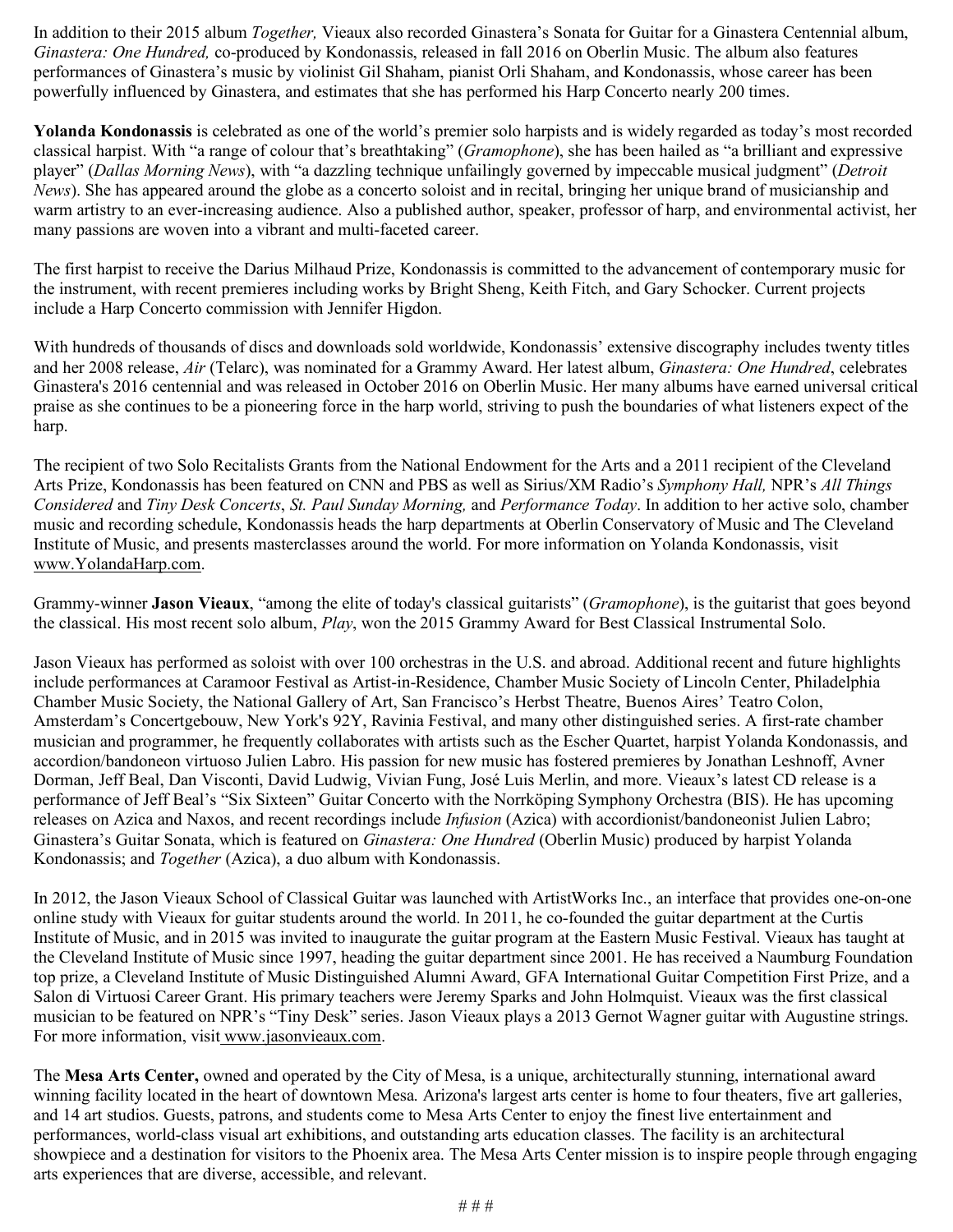In addition to their 2015 album *Together,* Vieaux also recorded Ginastera's Sonata for Guitar for a Ginastera Centennial album, *Ginastera: One Hundred,* co-produced by Kondonassis, released in fall 2016 on Oberlin Music. The album also features performances of Ginastera's music by violinist Gil Shaham, pianist Orli Shaham, and Kondonassis, whose career has been powerfully influenced by Ginastera, and estimates that she has performed his Harp Concerto nearly 200 times.

**Yolanda Kondonassis** is celebrated as one of the world's premier solo harpists and is widely regarded as today's most recorded classical harpist. With "a range of colour that's breathtaking" (*Gramophone*), she has been hailed as "a brilliant and expressive player" (*Dallas Morning News*), with "a dazzling technique unfailingly governed by impeccable musical judgment" (*Detroit News*). She has appeared around the globe as a concerto soloist and in recital, bringing her unique brand of musicianship and warm artistry to an ever-increasing audience. Also a published author, speaker, professor of harp, and environmental activist, her many passions are woven into a vibrant and multi-faceted career.

The first harpist to receive the Darius Milhaud Prize, Kondonassis is committed to the advancement of contemporary music for the instrument, with recent premieres including works by Bright Sheng, Keith Fitch, and Gary Schocker. Current projects include a Harp Concerto commission with Jennifer Higdon.

With hundreds of thousands of discs and downloads sold worldwide, Kondonassis' extensive discography includes twenty titles and her 2008 release, *Air* (Telarc), was nominated for a Grammy Award. Her latest album, *Ginastera: One Hundred*, celebrates Ginastera's 2016 centennial and was released in October 2016 on Oberlin Music. Her many albums have earned universal critical praise as she continues to be a pioneering force in the harp world, striving to push the boundaries of what listeners expect of the harp.

The recipient of two Solo Recitalists Grants from the National Endowment for the Arts and a 2011 recipient of the Cleveland Arts Prize, Kondonassis has been featured on CNN and PBS as well as Sirius/XM Radio's *Symphony Hall,* NPR's *All Things Considered* and *Tiny Desk Concerts*, *St. Paul Sunday Morning,* and *Performance Today*. In addition to her active solo, chamber music and recording schedule, Kondonassis heads the harp departments at Oberlin Conservatory of Music and The Cleveland Institute of Music, and presents masterclasses around the world. For more information on Yolanda Kondonassis, visit www.YolandaHarp.com.

Grammy-winner **Jason Vieaux**, "among the elite of today's classical guitarists" (*Gramophone*), is the guitarist that goes beyond the classical. His most recent solo album, *Play*, won the 2015 Grammy Award for Best Classical Instrumental Solo.

Jason Vieaux has performed as soloist with over 100 orchestras in the U.S. and abroad. Additional recent and future highlights include performances at Caramoor Festival as Artist-in-Residence, Chamber Music Society of Lincoln Center, Philadelphia Chamber Music Society, the National Gallery of Art, San Francisco's Herbst Theatre, Buenos Aires' Teatro Colon, Amsterdam's Concertgebouw, New York's 92Y, Ravinia Festival, and many other distinguished series. A first-rate chamber musician and programmer, he frequently collaborates with artists such as the Escher Quartet, harpist Yolanda Kondonassis, and accordion/bandoneon virtuoso Julien Labro. His passion for new music has fostered premieres by Jonathan Leshnoff, Avner Dorman, Jeff Beal, Dan Visconti, David Ludwig, Vivian Fung, José Luis Merlin, and more. Vieaux's latest CD release is a performance of Jeff Beal's "Six Sixteen" Guitar Concerto with the Norrköping Symphony Orchestra (BIS). He has upcoming releases on Azica and Naxos, and recent recordings include *Infusion* (Azica) with accordionist/bandoneonist Julien Labro; Ginastera's Guitar Sonata, which is featured on *Ginastera: One Hundred* (Oberlin Music) produced by harpist Yolanda Kondonassis; and *Together* (Azica), a duo album with Kondonassis.

In 2012, the Jason Vieaux School of Classical Guitar was launched with ArtistWorks Inc., an interface that provides one-on-one online study with Vieaux for guitar students around the world. In 2011, he co-founded the guitar department at the Curtis Institute of Music, and in 2015 was invited to inaugurate the guitar program at the Eastern Music Festival. Vieaux has taught at the Cleveland Institute of Music since 1997, heading the guitar department since 2001. He has received a Naumburg Foundation top prize, a Cleveland Institute of Music Distinguished Alumni Award, GFA International Guitar Competition First Prize, and a Salon di Virtuosi Career Grant. His primary teachers were Jeremy Sparks and John Holmquist. Vieaux was the first classical musician to be featured on NPR's "Tiny Desk" series. Jason Vieaux plays a 2013 Gernot Wagner guitar with Augustine strings. For more information, visit www.jasonvieaux.com.

The **Mesa Arts Center,** owned and operated by the City of Mesa, is a unique, architecturally stunning, international award winning facility located in the heart of downtown Mesa. Arizona's largest arts center is home to four theaters, five art galleries, and 14 art studios. Guests, patrons, and students come to Mesa Arts Center to enjoy the finest live entertainment and performances, world-class visual art exhibitions, and outstanding arts education classes. The facility is an architectural showpiece and a destination for visitors to the Phoenix area. The Mesa Arts Center mission is to inspire people through engaging arts experiences that are diverse, accessible, and relevant.

# # #